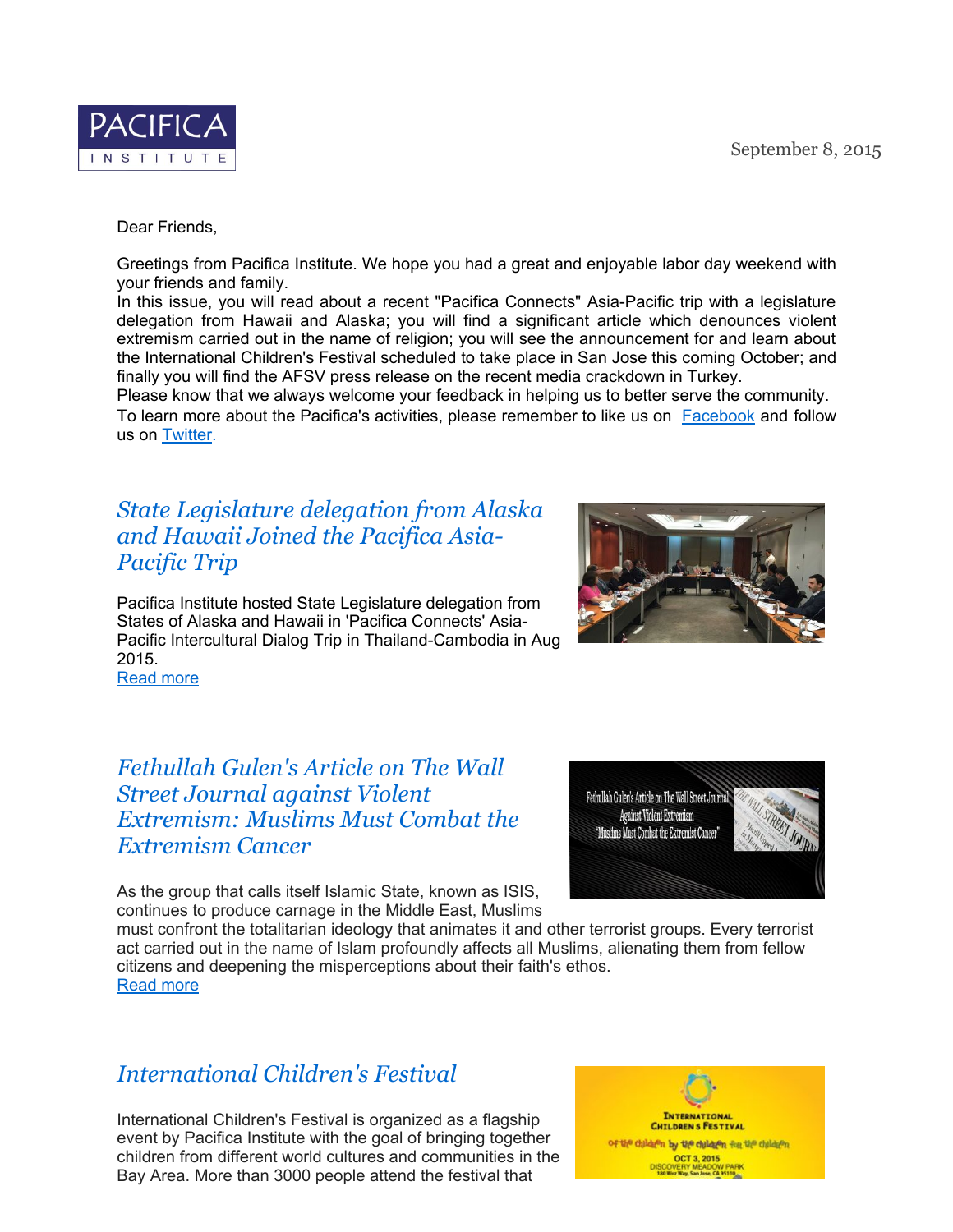PACIFICA INSTITUTE

September 8, 2015

Dear Friends,

Greetings from Pacifica Institute. We hope you had a great and enjoyable labor day weekend with your friends and family.
In this issue, you will read about a recent "Pacifica Connects" Asia-Pacific trip with a legislature delegation from Hawaii and Alaska; you will find a significant article which denounces violent extremism carried out in the name of religion; you will see the announcement for and learn about the International Children's Festival scheduled to take place in San Jose this coming October; and finally you will find the AFSV press release on the recent media crackdown in Turkey.
Please know that we always welcome your feedback in helping us to better serve the community.
To learn more about the Pacifica's activities, please remember to like us on [Facebook]() and follow us on [Twitter]().

## *State Legislature delegation from Alaska and Hawaii Joined the Pacifica Asia-Pacific Trip*

Pacifica Institute hosted State Legislature delegation from States of Alaska and Hawaii in 'Pacifica Connects' Asia-Pacific Intercultural Dialog Trip in Thailand-Cambodia in Aug 2015.
[Read more]()

## *Fethullah Gulen's Article on The Wall Street Journal against Violent Extremism: Muslims Must Combat the Extremism Cancer*

As the group that calls itself Islamic State, known as ISIS, continues to produce carnage in the Middle East, Muslims must confront the totalitarian ideology that animates it and other terrorist groups. Every terrorist act carried out in the name of Islam profoundly affects all Muslims, alienating them from fellow citizens and deepening the misperceptions about their faith's ethos.
[Read more]()

## *International Children's Festival*

International Children's Festival is organized as a flagship event by Pacifica Institute with the goal of bringing together children from different world cultures and communities in the Bay Area. More than 3000 people attend the festival that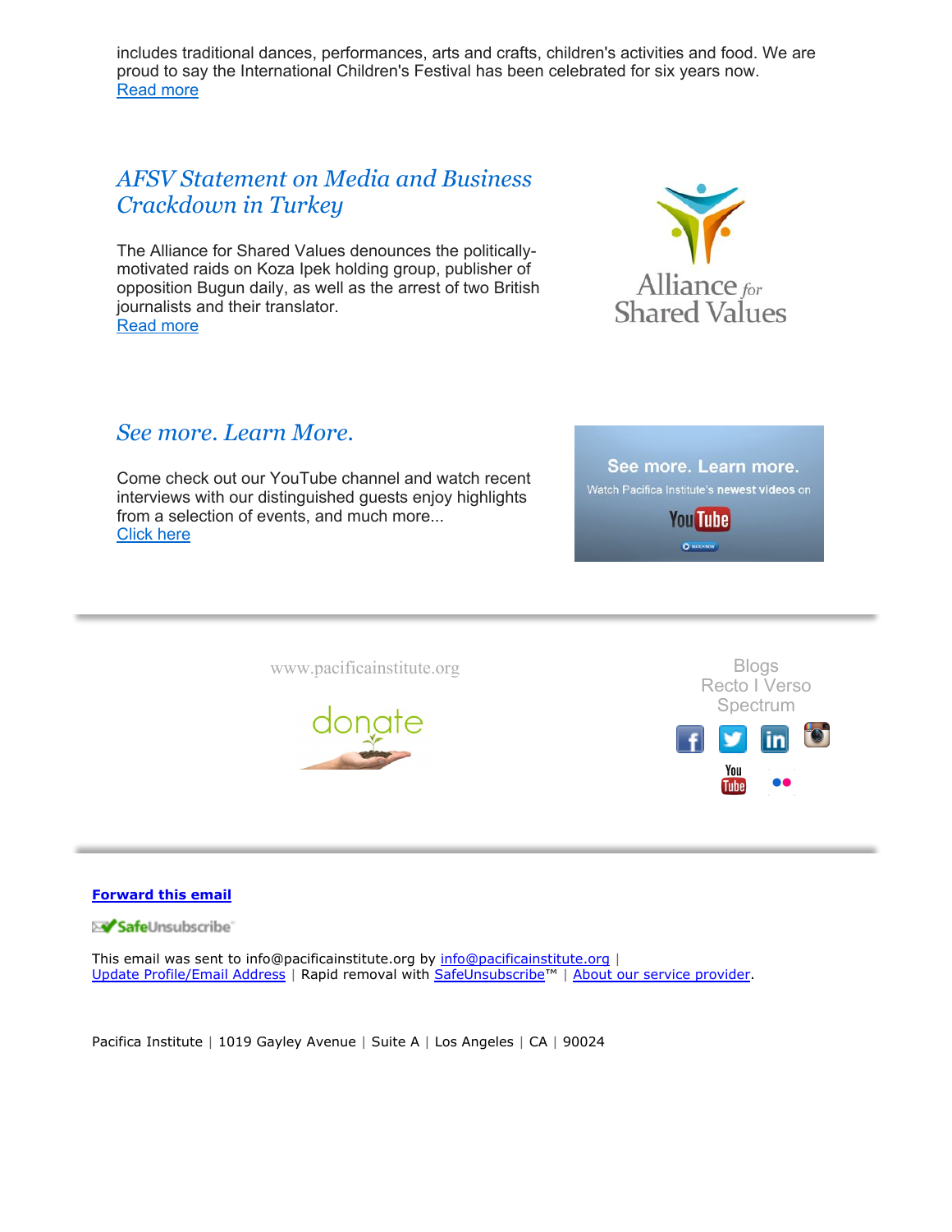includes traditional dances, performances, arts and crafts, children's activities and food. We are proud to say the International Children's Festival has been celebrated for six years now.
Read more

## *AFSV Statement on Media and Business Crackdown in Turkey*

The Alliance for Shared Values denounces the politically-motivated raids on Koza Ipek holding group, publisher of opposition Bugun daily, as well as the arrest of two British journalists and their translator.
Read more

Alliance for Shared Values

## *See more. Learn More.*

Come check out our YouTube channel and watch recent interviews with our distinguished guests enjoy highlights from a selection of events, and much more...
Click here

See more. Learn more.
Watch Pacifica Institute's **newest videos** on YouTube

www.pacificainstitute.org

donate

Blogs
Recto I Verso
Spectrum

**Forward this email**

SafeUnsubscribe

This email was sent to info@pacificainstitute.org by info@pacificainstitute.org |
Update Profile/Email Address | Rapid removal with SafeUnsubscribe™ | About our service provider.

Pacifica Institute | 1019 Gayley Avenue | Suite A | Los Angeles | CA | 90024